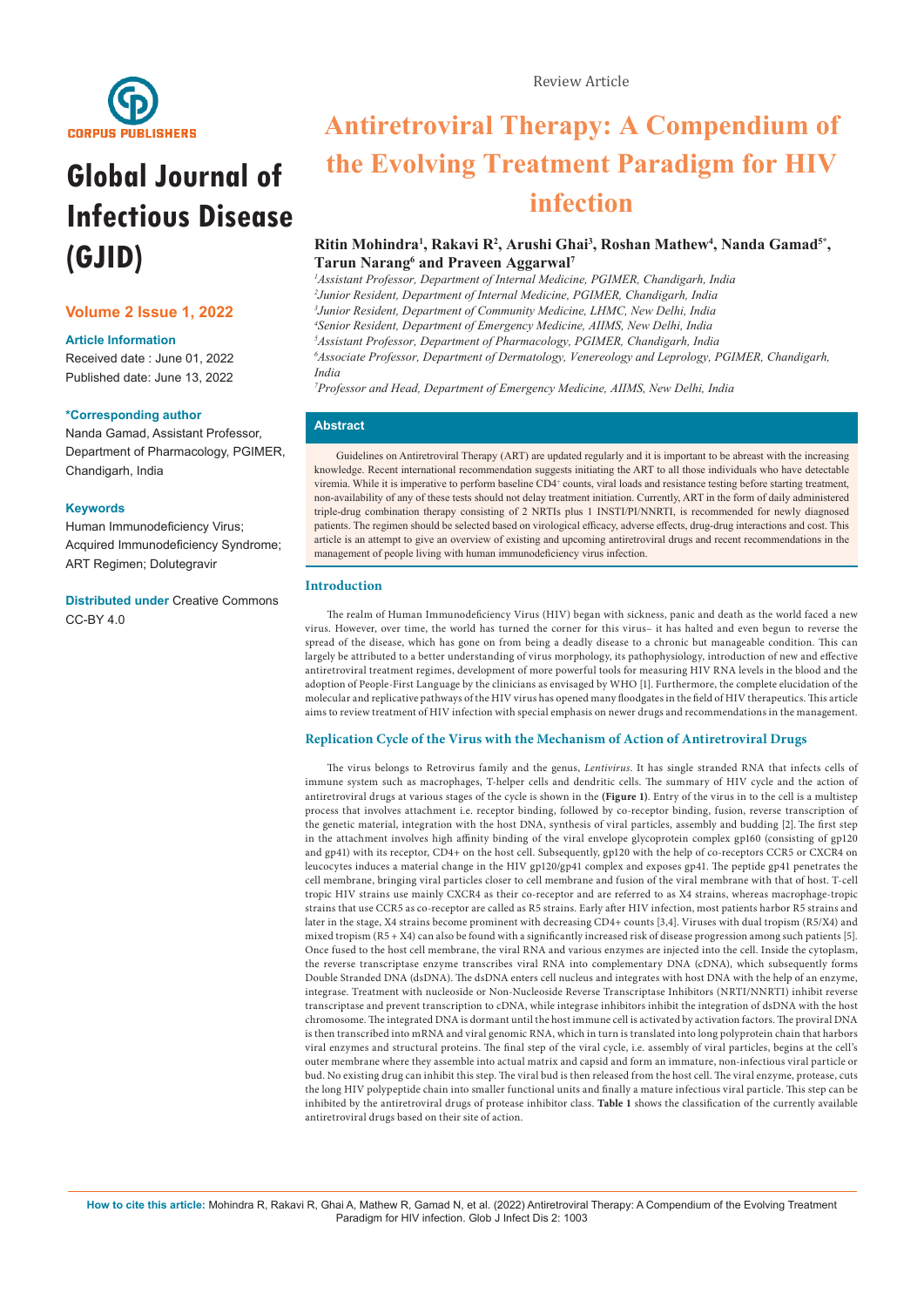Review Article

# Antiretroviral Therapy: A Compendium of the Evolving Treatment Paradigm for HIV infection

**Ritin Mohindra[1], Rakavi R[2], Arushi Ghai[3], Roshan Mathew[4], Nanda Gamad[5*], Tarun Narang[6] and Praveen Aggarwal[7]**

[1]*Assistant Professor, Department of Internal Medicine, PGIMER, Chandigarh, India*
[2]*Junior Resident, Department of Internal Medicine, PGIMER, Chandigarh, India*
[3]*Junior Resident, Department of Community Medicine, LHMC, New Delhi, India*
[4]*Senior Resident, Department of Emergency Medicine, AIIMS, New Delhi, India*
[5]*Assistant Professor, Department of Pharmacology, PGIMER, Chandigarh, India*
[6]*Associate Professor, Department of Dermatology, Venereology and Leprology, PGIMER, Chandigarh, India*
[7]*Professor and Head, Department of Emergency Medicine, AIIMS, New Delhi, India*

**Global Journal of Infectious Disease (GJID)**

**Volume 2 Issue 1, 2022**

**Article Information**
Received date : June 01, 2022
Published date: June 13, 2022

**\*Corresponding author**
Nanda Gamad, Assistant Professor, Department of Pharmacology, PGIMER, Chandigarh, India

**Keywords**
Human Immunodeficiency Virus; Acquired Immunodeficiency Syndrome; ART Regimen; Dolutegravir

**Distributed under** Creative Commons CC-BY 4.0

## Abstract

Guidelines on Antiretroviral Therapy (ART) are updated regularly and it is important to be abreast with the increasing knowledge. Recent international recommendation suggests initiating the ART to all those individuals who have detectable viremia. While it is imperative to perform baseline $CD4^+$ counts, viral loads and resistance testing before starting treatment, non-availability of any of these tests should not delay treatment initiation. Currently, ART in the form of daily administered triple-drug combination therapy consisting of 2 NRTIs plus 1 INSTI/PI/NNRTI, is recommended for newly diagnosed patients. The regimen should be selected based on virological efficacy, adverse effects, drug-drug interactions and cost. This article is an attempt to give an overview of existing and upcoming antiretroviral drugs and recent recommendations in the management of people living with human immunodeficiency virus infection.

## Introduction

The realm of Human Immunodeficiency Virus (HIV) began with sickness, panic and death as the world faced a new virus. However, over time, the world has turned the corner for this virus– it has halted and even begun to reverse the spread of the disease, which has gone on from being a deadly disease to a chronic but manageable condition. This can largely be attributed to a better understanding of virus morphology, its pathophysiology, introduction of new and effective antiretroviral treatment regimes, development of more powerful tools for measuring HIV RNA levels in the blood and the adoption of People-First Language by the clinicians as envisaged by WHO [1]. Furthermore, the complete elucidation of the molecular and replicative pathways of the HIV virus has opened many floodgates in the field of HIV therapeutics. This article aims to review treatment of HIV infection with special emphasis on newer drugs and recommendations in the management.

## Replication Cycle of the Virus with the Mechanism of Action of Antiretroviral Drugs

The virus belongs to Retrovirus family and the genus, *Lentivirus*. It has single stranded RNA that infects cells of immune system such as macrophages, T-helper cells and dendritic cells. The summary of HIV cycle and the action of antiretroviral drugs at various stages of the cycle is shown in the **(Figure 1)**. Entry of the virus in to the cell is a multistep process that involves attachment i.e. receptor binding, followed by co-receptor binding, fusion, reverse transcription of the genetic material, integration with the host DNA, synthesis of viral particles, assembly and budding [2]. The first step in the attachment involves high affinity binding of the viral envelope glycoprotein complex gp160 (consisting of gp120 and gp41) with its receptor, CD4+ on the host cell. Subsequently, gp120 with the help of co-receptors CCR5 or CXCR4 on leucocytes induces a material change in the HIV gp120/gp41 complex and exposes gp41. The peptide gp41 penetrates the cell membrane, bringing viral particles closer to cell membrane and fusion of the viral membrane with that of host. T-cell tropic HIV strains use mainly CXCR4 as their co-receptor and are referred to as X4 strains, whereas macrophage-tropic strains that use CCR5 as co-receptor are called as R5 strains. Early after HIV infection, most patients harbor R5 strains and later in the stage, X4 strains become prominent with decreasing CD4+ counts [3,4]. Viruses with dual tropism (R5/X4) and mixed tropism (R5 + X4) can also be found with a significantly increased risk of disease progression among such patients [5]. Once fused to the host cell membrane, the viral RNA and various enzymes are injected into the cell. Inside the cytoplasm, the reverse transcriptase enzyme transcribes viral RNA into complementary DNA (cDNA), which subsequently forms Double Stranded DNA (dsDNA). The dsDNA enters cell nucleus and integrates with host DNA with the help of an enzyme, integrase. Treatment with nucleoside or Non-Nucleoside Reverse Transcriptase Inhibitors (NRTI/NNRTI) inhibit reverse transcriptase and prevent transcription to cDNA, while integrase inhibitors inhibit the integration of dsDNA with the host chromosome. The integrated DNA is dormant until the host immune cell is activated by activation factors. The proviral DNA is then transcribed into mRNA and viral genomic RNA, which in turn is translated into long polyprotein chain that harbors viral enzymes and structural proteins. The final step of the viral cycle, i.e. assembly of viral particles, begins at the cell's outer membrane where they assemble into actual matrix and capsid and form an immature, non-infectious viral particle or bud. No existing drug can inhibit this step. The viral bud is then released from the host cell. The viral enzyme, protease, cuts the long HIV polypeptide chain into smaller functional units and finally a mature infectious viral particle. This step can be inhibited by the antiretroviral drugs of protease inhibitor class. **Table 1** shows the classification of the currently available antiretroviral drugs based on their site of action.

**How to cite this article:** Mohindra R, Rakavi R, Ghai A, Mathew R, Gamad N, et al. (2022) Antiretroviral Therapy: A Compendium of the Evolving Treatment Paradigm for HIV infection. Glob J Infect Dis 2: 1003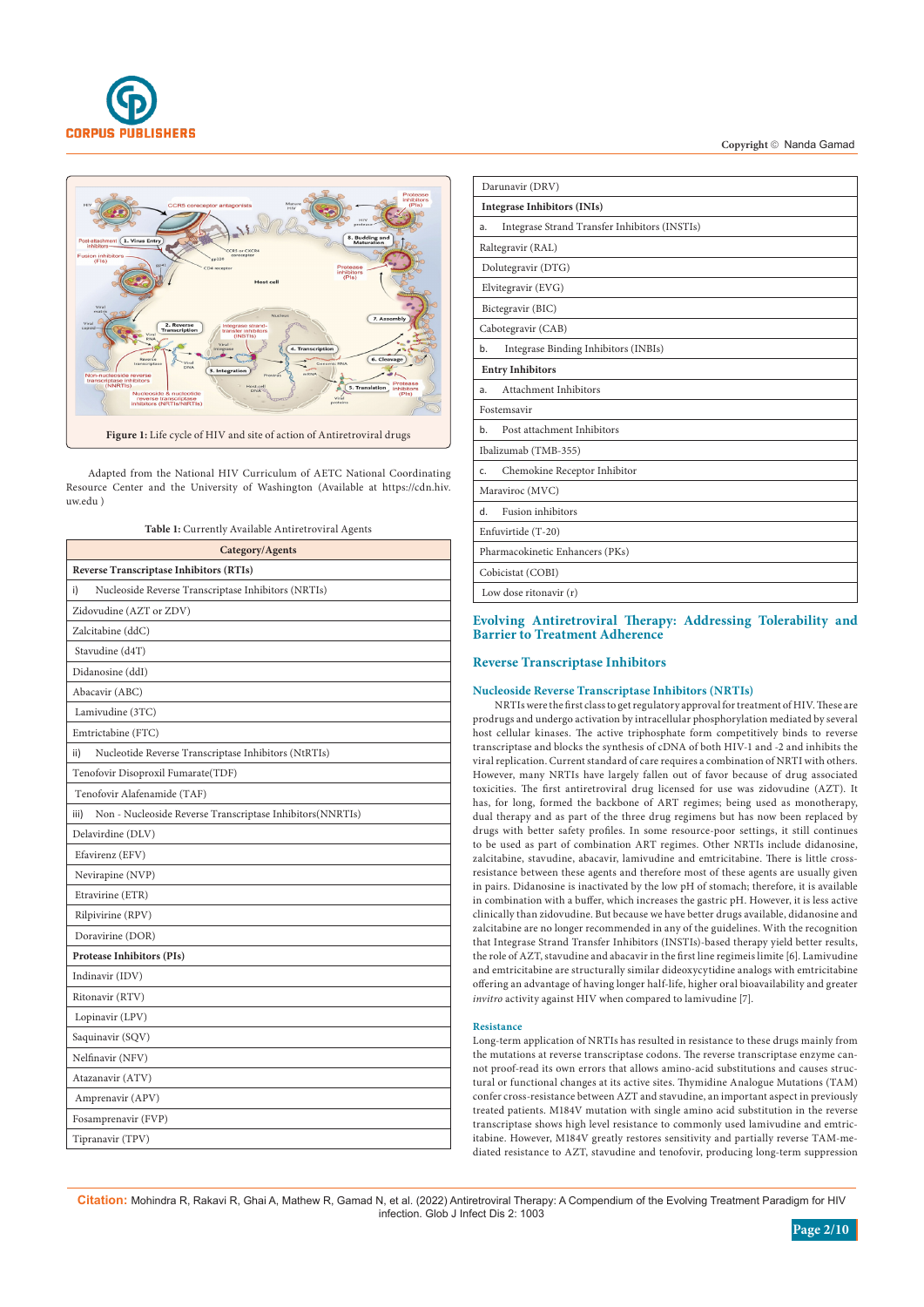Figure 1: Life cycle of HIV and site of action of Antiretroviral drugs

Adapted from the National HIV Curriculum of AETC National Coordinating Resource Center and the University of Washington (Available at https://cdn.hiv.uw.edu )

Table 1: Currently Available Antiretroviral Agents

| Category/Agents |
|---|
| **Reverse Transcriptase Inhibitors (RTIs)** |
| i) Nucleoside Reverse Transcriptase Inhibitors (NRTIs) |
| Zidovudine (AZT or ZDV) |
| Zalcitabine (ddC) |
| Stavudine (d4T) |
| Didanosine (ddI) |
| Abacavir (ABC) |
| Lamivudine (3TC) |
| Emtrictabine (FTC) |
| ii) Nucleotide Reverse Transcriptase Inhibitors (NtRTIs) |
| Tenofovir Disoproxil Fumarate(TDF) |
| Tenofovir Alafenamide (TAF) |
| iii) Non - Nucleoside Reverse Transcriptase Inhibitors(NNRTIs) |
| Delavirdine (DLV) |
| Efavirenz (EFV) |
| Nevirapine (NVP) |
| Etravirine (ETR) |
| Rilpivirine (RPV) |
| Doravirine (DOR) |
| **Protease Inhibitors (PIs)** |
| Indinavir (IDV) |
| Ritonavir (RTV) |
| Lopinavir (LPV) |
| Saquinavir (SQV) |
| Nelfinavir (NFV) |
| Atazanavir (ATV) |
| Amprenavir (APV) |
| Fosamprenavir (FVP) |
| Tipranavir (TPV) |
| Darunavir (DRV) |
| **Integrase Inhibitors (INIs)** |
| a. Integrase Strand Transfer Inhibitors (INSTIs) |
| Raltegravir (RAL) |
| Dolutegravir (DTG) |
| Elvitegravir (EVG) |
| Bictegravir (BIC) |
| Cabotegravir (CAB) |
| b. Integrase Binding Inhibitors (INBIs) |
| **Entry Inhibitors** |
| a. Attachment Inhibitors |
| Fostemsavir |
| b. Post attachment Inhibitors |
| Ibalizumab (TMB-355) |
| c. Chemokine Receptor Inhibitor |
| Maraviroc (MVC) |
| d. Fusion inhibitors |
| Enfuvirtide (T-20) |
| Pharmacokinetic Enhancers (PKs) |
| Cobicistat (COBI) |
| Low dose ritonavir (r) |

## Evolving Antiretroviral Therapy: Addressing Tolerability and Barrier to Treatment Adherence

## Reverse Transcriptase Inhibitors

### Nucleoside Reverse Transcriptase Inhibitors (NRTIs)

NRTIs were the first class to get regulatory approval for treatment of HIV. These are prodrugs and undergo activation by intracellular phosphorylation mediated by several host cellular kinases. The active triphosphate form competitively binds to reverse transcriptase and blocks the synthesis of cDNA of both HIV-1 and -2 and inhibits the viral replication. Current standard of care requires a combination of NRTI with others. However, many NRTIs have largely fallen out of favor because of drug associated toxicities. The first antiretroviral drug licensed for use was zidovudine (AZT). It has, for long, formed the backbone of ART regimes; being used as monotherapy, dual therapy and as part of the three drug regimens but has now been replaced by drugs with better safety profiles. In some resource-poor settings, it still continues to be used as part of combination ART regimes. Other NRTIs include didanosine, zalcitabine, stavudine, abacavir, lamivudine and emtricitabine. There is little cross-resistance between these agents and therefore most of these agents are usually given in pairs. Didanosine is inactivated by the low pH of stomach; therefore, it is available in combination with a buffer, which increases the gastric pH. However, it is less active clinically than zidovudine. But because we have better drugs available, didanosine and zalcitabine are no longer recommended in any of the guidelines. With the recognition that Integrase Strand Transfer Inhibitors (INSTIs)-based therapy yield better results, the role of AZT, stavudine and abacavir in the first line regimeis limite [6]. Lamivudine and emtricitabine are structurally similar dideoxycytidine analogs with emtricitabine offering an advantage of having longer half-life, higher oral bioavailability and greater *invitro* activity against HIV when compared to lamivudine [7].

#### Resistance

Long-term application of NRTIs has resulted in resistance to these drugs mainly from the mutations at reverse transcriptase codons. The reverse transcriptase enzyme cannot proof-read its own errors that allows amino-acid substitutions and causes structural or functional changes at its active sites. Thymidine Analogue Mutations (TAM) confer cross-resistance between AZT and stavudine, an important aspect in previously treated patients. M184V mutation with single amino acid substitution in the reverse transcriptase shows high level resistance to commonly used lamivudine and emtricitabine. However, M184V greatly restores sensitivity and partially reverse TAM-mediated resistance to AZT, stavudine and tenofovir, producing long-term suppression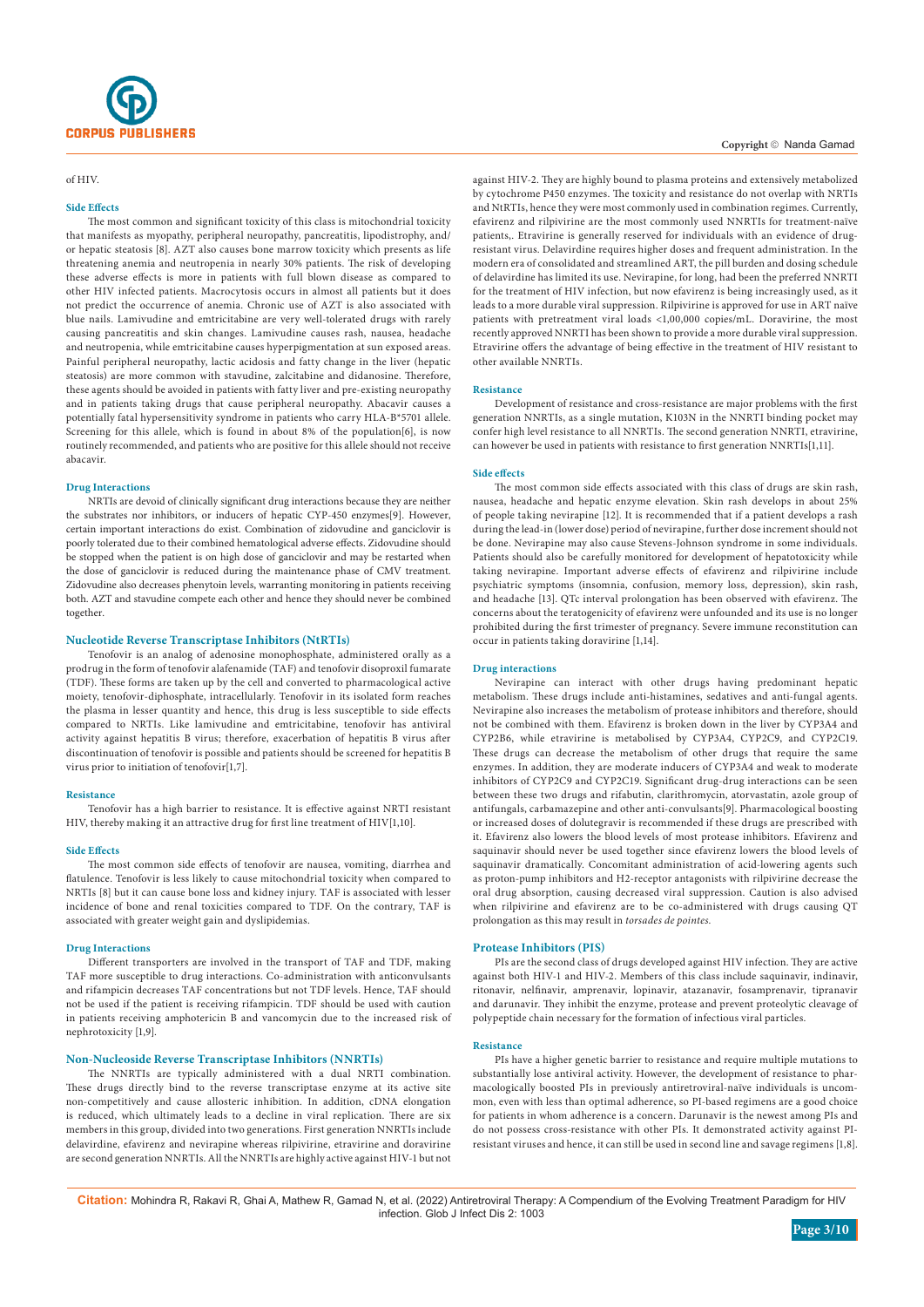of HIV.

### Side Effects

The most common and significant toxicity of this class is mitochondrial toxicity that manifests as myopathy, peripheral neuropathy, pancreatitis, lipodistrophy, and/or hepatic steatosis [8]. AZT also causes bone marrow toxicity which presents as life threatening anemia and neutropenia in nearly 30% patients. The risk of developing these adverse effects is more in patients with full blown disease as compared to other HIV infected patients. Macrocytosis occurs in almost all patients but it does not predict the occurrence of anemia. Chronic use of AZT is also associated with blue nails. Lamivudine and emtricitabine are very well-tolerated drugs with rarely causing pancreatitis and skin changes. Lamivudine causes rash, nausea, headache and neutropenia, while emtricitabine causes hyperpigmentation at sun exposed areas. Painful peripheral neuropathy, lactic acidosis and fatty change in the liver (hepatic steatosis) are more common with stavudine, zalcitabine and didanosine. Therefore, these agents should be avoided in patients with fatty liver and pre-existing neuropathy and in patients taking drugs that cause peripheral neuropathy. Abacavir causes a potentially fatal hypersensitivity syndrome in patients who carry HLA-B*5701 allele. Screening for this allele, which is found in about 8% of the population[6], is now routinely recommended, and patients who are positive for this allele should not receive abacavir.

### Drug Interactions

NRTIs are devoid of clinically significant drug interactions because they are neither the substrates nor inhibitors, or inducers of hepatic CYP-450 enzymes[9]. However, certain important interactions do exist. Combination of zidovudine and ganciclovir is poorly tolerated due to their combined hematological adverse effects. Zidovudine should be stopped when the patient is on high dose of ganciclovir and may be restarted when the dose of ganciclovir is reduced during the maintenance phase of CMV treatment. Zidovudine also decreases phenytoin levels, warranting monitoring in patients receiving both. AZT and stavudine compete each other and hence they should never be combined together.

## Nucleotide Reverse Transcriptase Inhibitors (NtRTIs)

Tenofovir is an analog of adenosine monophosphate, administered orally as a prodrug in the form of tenofovir alafenamide (TAF) and tenofovir disoproxil fumarate (TDF). These forms are taken up by the cell and converted to pharmacological active moiety, tenofovir-diphosphate, intracellularly. Tenofovir in its isolated form reaches the plasma in lesser quantity and hence, this drug is less susceptible to side effects compared to NRTIs. Like lamivudine and emtricitabine, tenofovir has antiviral activity against hepatitis B virus; therefore, exacerbation of hepatitis B virus after discontinuation of tenofovir is possible and patients should be screened for hepatitis B virus prior to initiation of tenofovir[1,7].

### Resistance

Tenofovir has a high barrier to resistance. It is effective against NRTI resistant HIV, thereby making it an attractive drug for first line treatment of HIV[1,10].

### Side Effects

The most common side effects of tenofovir are nausea, vomiting, diarrhea and flatulence. Tenofovir is less likely to cause mitochondrial toxicity when compared to NRTIs [8] but it can cause bone loss and kidney injury. TAF is associated with lesser incidence of bone and renal toxicities compared to TDF. On the contrary, TAF is associated with greater weight gain and dyslipidemias.

### Drug Interactions

Different transporters are involved in the transport of TAF and TDF, making TAF more susceptible to drug interactions. Co-administration with anticonvulsants and rifampicin decreases TAF concentrations but not TDF levels. Hence, TAF should not be used if the patient is receiving rifampicin. TDF should be used with caution in patients receiving amphotericin B and vancomycin due to the increased risk of nephrotoxicity [1,9].

## Non-Nucleoside Reverse Transcriptase Inhibitors (NNRTIs)

The NNRTIs are typically administered with a dual NRTI combination. These drugs directly bind to the reverse transcriptase enzyme at its active site non-competitively and cause allosteric inhibition. In addition, cDNA elongation is reduced, which ultimately leads to a decline in viral replication. There are six members in this group, divided into two generations. First generation NNRTIs include delavirdine, efavirenz and nevirapine whereas rilpivirine, etravirine and doravirine are second generation NNRTIs. All the NNRTIs are highly active against HIV-1 but not against HIV-2. They are highly bound to plasma proteins and extensively metabolized by cytochrome P450 enzymes. The toxicity and resistance do not overlap with NRTIs and NtRTIs, hence they were most commonly used in combination regimes. Currently, efavirenz and rilpivirine are the most commonly used NNRTIs for treatment-naïve patients,. Etravirine is generally reserved for individuals with an evidence of drug-resistant virus. Delavirdine requires higher doses and frequent administration. In the modern era of consolidated and streamlined ART, the pill burden and dosing schedule of delavirdine has limited its use. Nevirapine, for long, had been the preferred NNRTI for the treatment of HIV infection, but now efavirenz is being increasingly used, as it leads to a more durable viral suppression. Rilpivirine is approved for use in ART naïve patients with pretreatment viral loads <1,00,000 copies/mL. Doravirine, the most recently approved NNRTI has been shown to provide a more durable viral suppression. Etravirine offers the advantage of being effective in the treatment of HIV resistant to other available NNRTIs.

### Resistance

Development of resistance and cross-resistance are major problems with the first generation NNRTIs, as a single mutation, K103N in the NNRTI binding pocket may confer high level resistance to all NNRTIs. The second generation NNRTI, etravirine, can however be used in patients with resistance to first generation NNRTIs[1,11].

### Side effects

The most common side effects associated with this class of drugs are skin rash, nausea, headache and hepatic enzyme elevation. Skin rash develops in about 25% of people taking nevirapine [12]. It is recommended that if a patient develops a rash during the lead-in (lower dose) period of nevirapine, further dose increment should not be done. Nevirapine may also cause Stevens-Johnson syndrome in some individuals. Patients should also be carefully monitored for development of hepatotoxicity while taking nevirapine. Important adverse effects of efavirenz and rilpivirine include psychiatric symptoms (insomnia, confusion, memory loss, depression), skin rash, and headache [13]. QTc interval prolongation has been observed with efavirenz. The concerns about the teratogenicity of efavirenz were unfounded and its use is no longer prohibited during the first trimester of pregnancy. Severe immune reconstitution can occur in patients taking doravirine [1,14].

### Drug interactions

Nevirapine can interact with other drugs having predominant hepatic metabolism. These drugs include anti-histamines, sedatives and anti-fungal agents. Nevirapine also increases the metabolism of protease inhibitors and therefore, should not be combined with them. Efavirenz is broken down in the liver by CYP3A4 and CYP2B6, while etravirine is metabolised by CYP3A4, CYP2C9, and CYP2C19. These drugs can decrease the metabolism of other drugs that require the same enzymes. In addition, they are moderate inducers of CYP3A4 and weak to moderate inhibitors of CYP2C9 and CYP2C19. Significant drug-drug interactions can be seen between these two drugs and rifabutin, clarithromycin, atorvastatin, azole group of antifungals, carbamazepine and other anti-convulsants[9]. Pharmacological boosting or increased doses of dolutegravir is recommended if these drugs are prescribed with it. Efavirenz also lowers the blood levels of most protease inhibitors. Efavirenz and saquinavir should never be used together since efavirenz lowers the blood levels of saquinavir dramatically. Concomitant administration of acid-lowering agents such as proton-pump inhibitors and H2-receptor antagonists with rilpivirine decrease the oral drug absorption, causing decreased viral suppression. Caution is also advised when rilpivirine and efavirenz are to be co-administered with drugs causing QT prolongation as this may result in *torsades de pointes*.

## Protease Inhibitors (PIS)

PIs are the second class of drugs developed against HIV infection. They are active against both HIV-1 and HIV-2. Members of this class include saquinavir, indinavir, ritonavir, nelfinavir, amprenavir, lopinavir, atazanavir, fosamprenavir, tipranavir and darunavir. They inhibit the enzyme, protease and prevent proteolytic cleavage of polypeptide chain necessary for the formation of infectious viral particles.

### Resistance

PIs have a higher genetic barrier to resistance and require multiple mutations to substantially lose antiviral activity. However, the development of resistance to pharmacologically boosted PIs in previously antiretroviral-naïve individuals is uncommon, even with less than optimal adherence, so PI-based regimens are a good choice for patients in whom adherence is a concern. Darunavir is the newest among PIs and do not possess cross-resistance with other PIs. It demonstrated activity against PI-resistant viruses and hence, it can still be used in second line and savage regimens [1,8].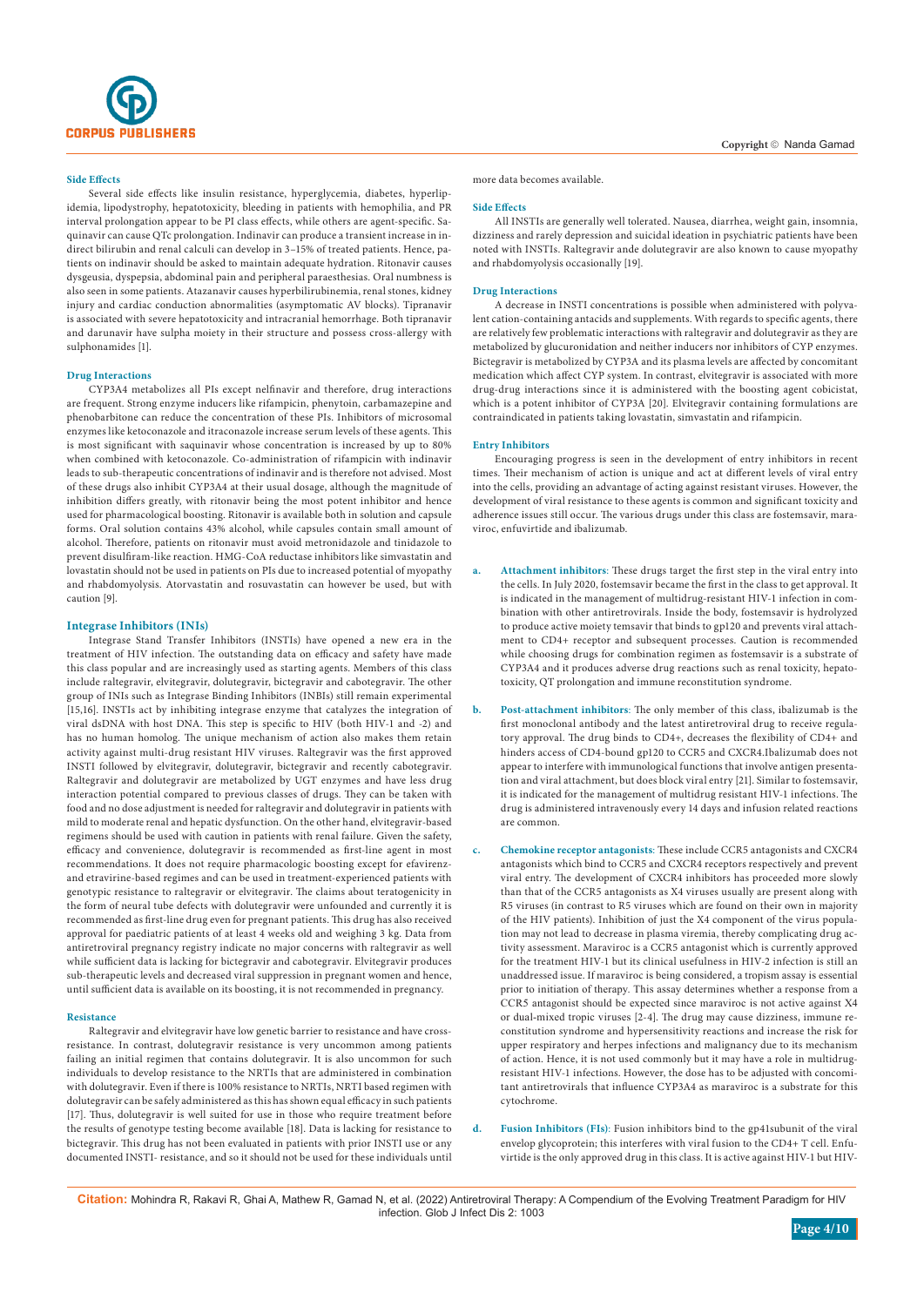### Side Effects

Several side effects like insulin resistance, hyperglycemia, diabetes, hyperlipidemia, lipodystrophy, hepatotoxicity, bleeding in patients with hemophilia, and PR interval prolongation appear to be PI class effects, while others are agent-specific. Saquinavir can cause QTc prolongation. Indinavir can produce a transient increase in indirect bilirubin and renal calculi can develop in 3–15% of treated patients. Hence, patients on indinavir should be asked to maintain adequate hydration. Ritonavir causes dysgeusia, dyspepsia, abdominal pain and peripheral paraesthesias. Oral numbness is also seen in some patients. Atazanavir causes hyperbilirubinemia, renal stones, kidney injury and cardiac conduction abnormalities (asymptomatic AV blocks). Tipranavir is associated with severe hepatotoxicity and intracranial hemorrhage. Both tipranavir and darunavir have sulpha moiety in their structure and possess cross-allergy with sulphonamides [1].

### Drug Interactions

CYP3A4 metabolizes all PIs except nelfinavir and therefore, drug interactions are frequent. Strong enzyme inducers like rifampicin, phenytoin, carbamazepine and phenobarbitone can reduce the concentration of these PIs. Inhibitors of microsomal enzymes like ketoconazole and itraconazole increase serum levels of these agents. This is most significant with saquinavir whose concentration is increased by up to 80% when combined with ketoconazole. Co-administration of rifampicin with indinavir leads to sub-therapeutic concentrations of indinavir and is therefore not advised. Most of these drugs also inhibit CYP3A4 at their usual dosage, although the magnitude of inhibition differs greatly, with ritonavir being the most potent inhibitor and hence used for pharmacological boosting. Ritonavir is available both in solution and capsule forms. Oral solution contains 43% alcohol, while capsules contain small amount of alcohol. Therefore, patients on ritonavir must avoid metronidazole and tinidazole to prevent disulfiram-like reaction. HMG-CoA reductase inhibitors like simvastatin and lovastatin should not be used in patients on PIs due to increased potential of myopathy and rhabdomyolysis. Atorvastatin and rosuvastatin can however be used, but with caution [9].

## Integrase Inhibitors (INIs)

Integrase Stand Transfer Inhibitors (INSTIs) have opened a new era in the treatment of HIV infection. The outstanding data on efficacy and safety have made this class popular and are increasingly used as starting agents. Members of this class include raltegravir, elvitegravir, dolutegravir, bictegravir and cabotegravir. The other group of INIs such as Integrase Binding Inhibitors (INBIs) still remain experimental [15,16]. INSTIs act by inhibiting integrase enzyme that catalyzes the integration of viral dsDNA with host DNA. This step is specific to HIV (both HIV-1 and -2) and has no human homolog. The unique mechanism of action also makes them retain activity against multi-drug resistant HIV viruses. Raltegravir was the first approved INSTI followed by elvitegravir, dolutegravir, bictegravir and recently cabotegravir. Raltegravir and dolutegravir are metabolized by UGT enzymes and have less drug interaction potential compared to previous classes of drugs. They can be taken with food and no dose adjustment is needed for raltegravir and dolutegravir in patients with mild to moderate renal and hepatic dysfunction. On the other hand, elvitegravir-based regimens should be used with caution in patients with renal failure. Given the safety, efficacy and convenience, dolutegravir is recommended as first-line agent in most recommendations. It does not require pharmacologic boosting except for efavirenz- and etravirine-based regimes and can be used in treatment-experienced patients with genotypic resistance to raltegravir or elvitegravir. The claims about teratogenicity in the form of neural tube defects with dolutegravir were unfounded and currently it is recommended as first-line drug even for pregnant patients. This drug has also received approval for paediatric patients of at least 4 weeks old and weighing 3 kg. Data from antiretroviral pregnancy registry indicate no major concerns with raltegravir as well while sufficient data is lacking for bictegravir and cabotegravir. Elvitegravir produces sub-therapeutic levels and decreased viral suppression in pregnant women and hence, until sufficient data is available on its boosting, it is not recommended in pregnancy.

### Resistance

Raltegravir and elvitegravir have low genetic barrier to resistance and have cross-resistance. In contrast, dolutegravir resistance is very uncommon among patients failing an initial regimen that contains dolutegravir. It is also uncommon for such individuals to develop resistance to the NRTIs that are administered in combination with dolutegravir. Even if there is 100% resistance to NRTIs, NRTI based regimen with dolutegravir can be safely administered as this has shown equal efficacy in such patients [17]. Thus, dolutegravir is well suited for use in those who require treatment before the results of genotype testing become available [18]. Data is lacking for resistance to bictegravir. This drug has not been evaluated in patients with prior INSTI use or any documented INSTI- resistance, and so it should not be used for these individuals until more data becomes available.

### Side Effects

All INSTIs are generally well tolerated. Nausea, diarrhea, weight gain, insomnia, dizziness and rarely depression and suicidal ideation in psychiatric patients have been noted with INSTIs. Raltegravir ande dolutegravir are also known to cause myopathy and rhabdomyolysis occasionally [19].

### Drug Interactions

A decrease in INSTI concentrations is possible when administered with polyvalent cation-containing antacids and supplements. With regards to specific agents, there are relatively few problematic interactions with raltegravir and dolutegravir as they are metabolized by glucuronidation and neither inducers nor inhibitors of CYP enzymes. Bictegravir is metabolized by CYP3A and its plasma levels are affected by concomitant medication which affect CYP system. In contrast, elvitegravir is associated with more drug-drug interactions since it is administered with the boosting agent cobicistat, which is a potent inhibitor of CYP3A [20]. Elvitegravir containing formulations are contraindicated in patients taking lovastatin, simvastatin and rifampicin.

### Entry Inhibitors

Encouraging progress is seen in the development of entry inhibitors in recent times. Their mechanism of action is unique and act at different levels of viral entry into the cells, providing an advantage of acting against resistant viruses. However, the development of viral resistance to these agents is common and significant toxicity and adherence issues still occur. The various drugs under this class are fostemsavir, maraviroc, enfuvirtide and ibalizumab.

a. **Attachment inhibitors**: These drugs target the first step in the viral entry into the cells. In July 2020, fostemsavir became the first in the class to get approval. It is indicated in the management of multidrug-resistant HIV-1 infection in combination with other antiretrovirals. Inside the body, fostemsavir is hydrolyzed to produce active moiety temsavir that binds to gp120 and prevents viral attachment to CD4+ receptor and subsequent processes. Caution is recommended while choosing drugs for combination regimen as fostemsavir is a substrate of CYP3A4 and it produces adverse drug reactions such as renal toxicity, hepatotoxicity, QT prolongation and immune reconstitution syndrome.

b. **Post-attachment inhibitors**: The only member of this class, ibalizumab is the first monoclonal antibody and the latest antiretroviral drug to receive regulatory approval. The drug binds to CD4+, decreases the flexibility of CD4+ and hinders access of CD4-bound gp120 to CCR5 and CXCR4.Ibalizumab does not appear to interfere with immunological functions that involve antigen presentation and viral attachment, but does block viral entry [21]. Similar to fostemsavir, it is indicated for the management of multidrug resistant HIV-1 infections. The drug is administered intravenously every 14 days and infusion related reactions are common.

c. **Chemokine receptor antagonists**: These include CCR5 antagonists and CXCR4 antagonists which bind to CCR5 and CXCR4 receptors respectively and prevent viral entry. The development of CXCR4 inhibitors has proceeded more slowly than that of the CCR5 antagonists as X4 viruses usually are present along with R5 viruses (in contrast to R5 viruses which are found on their own in majority of the HIV patients). Inhibition of just the X4 component of the virus population may not lead to decrease in plasma viremia, thereby complicating drug activity assessment. Maraviroc is a CCR5 antagonist which is currently approved for the treatment HIV-1 but its clinical usefulness in HIV-2 infection is still an unaddressed issue. If maraviroc is being considered, a tropism assay is essential prior to initiation of therapy. This assay determines whether a response from a CCR5 antagonist should be expected since maraviroc is not active against X4 or dual-mixed tropic viruses [2-4]. The drug may cause dizziness, immune reconstitution syndrome and hypersensitivity reactions and increase the risk for upper respiratory and herpes infections and malignancy due to its mechanism of action. Hence, it is not used commonly but it may have a role in multidrug-resistant HIV-1 infections. However, the dose has to be adjusted with concomitant antiretrovirals that influence CYP3A4 as maraviroc is a substrate for this cytochrome.

d. **Fusion Inhibitors (FIs)**: Fusion inhibitors bind to the gp41subunit of the viral envelop glycoprotein; this interferes with viral fusion to the CD4+ T cell. Enfuvirtide is the only approved drug in this class. It is active against HIV-1 but HIV-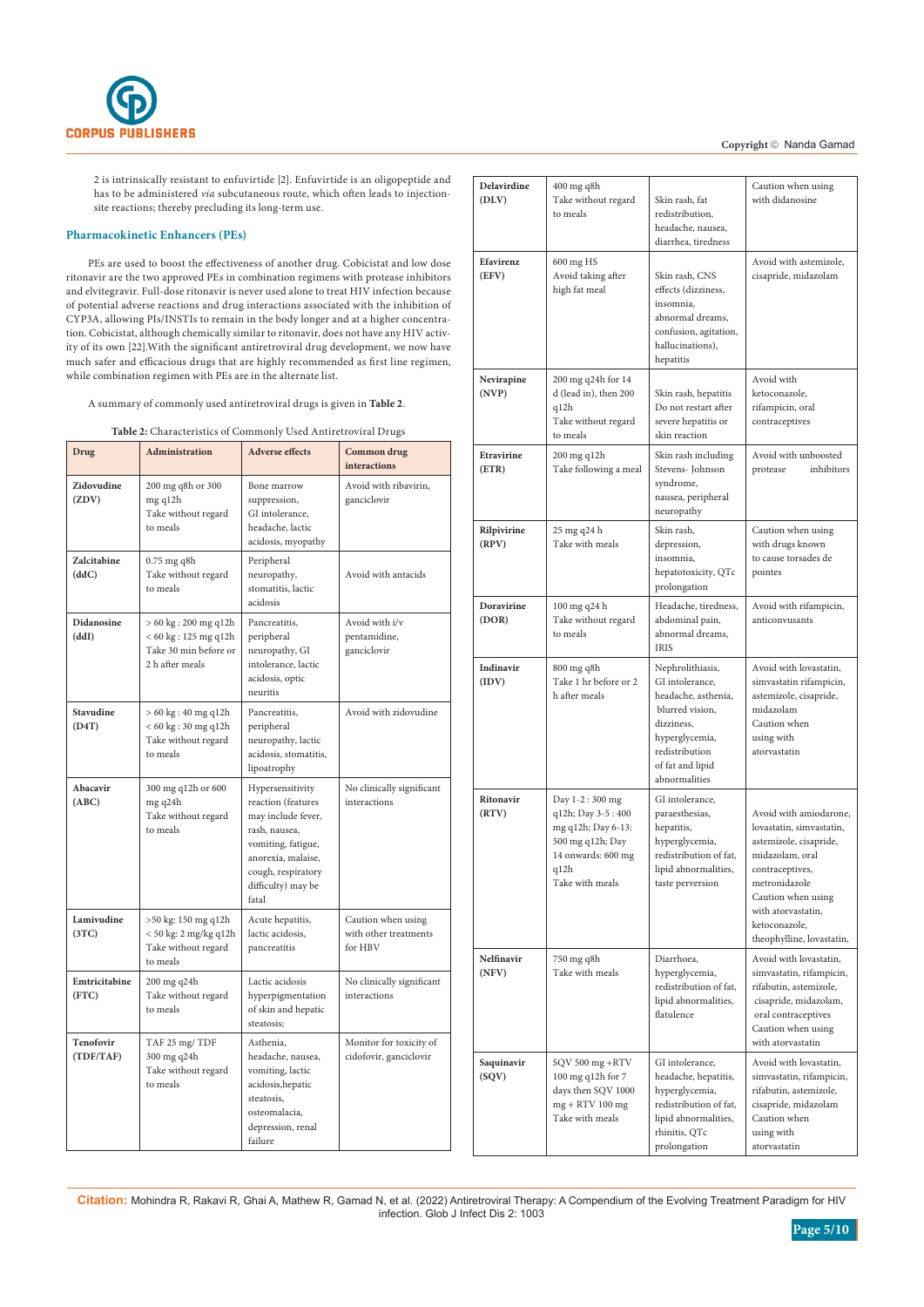2 is intrinsically resistant to enfuvirtide [2]. Enfuvirtide is an oligopeptide and has to be administered *via* subcutaneous route, which often leads to injection-site reactions; thereby precluding its long-term use.

## Pharmacokinetic Enhancers (PEs)

PEs are used to boost the effectiveness of another drug. Cobicistat and low dose ritonavir are the two approved PEs in combination regimens with protease inhibitors and elvitegravir. Full-dose ritonavir is never used alone to treat HIV infection because of potential adverse reactions and drug interactions associated with the inhibition of CYP3A, allowing PIs/INSTIs to remain in the body longer and at a higher concentration. Cobicistat, although chemically similar to ritonavir, does not have any HIV activity of its own [22].With the significant antiretroviral drug development, we now have much safer and efficacious drugs that are highly recommended as first line regimen, while combination regimen with PEs are in the alternate list.

A summary of commonly used antiretroviral drugs is given in **Table 2**.

**Table 2:** Characteristics of Commonly Used Antiretroviral Drugs

| Drug | Administration | Adverse effects | Common drug interactions |
|---|---|---|---|
| **Zidovudine (ZDV)** | 200 mg q8h or 300 mg q12h Take without regard to meals | Bone marrow suppression, GI intolerance, headache, lactic acidosis, myopathy | Avoid with ribavirin, ganciclovir |
| **Zalcitabine (ddC)** | 0.75 mg q8h Take without regard to meals | Peripheral neuropathy, stomatitis, lactic acidosis | Avoid with antacids |
| **Didanosine (ddI)** | > 60 kg : 200 mg q12h < 60 kg : 125 mg q12h Take 30 min before or 2 h after meals | Pancreatitis, peripheral neuropathy, GI intolerance, lactic acidosis, optic neuritis | Avoid with i/v pentamidine, ganciclovir |
| **Stavudine (D4T)** | > 60 kg : 40 mg q12h < 60 kg : 30 mg q12h Take without regard to meals | Pancreatitis, peripheral neuropathy, lactic acidosis, stomatitis, lipoatrophy | Avoid with zidovudine |
| **Abacavir (ABC)** | 300 mg q12h or 600 mg q24h Take without regard to meals | Hypersensitivity reaction (features may include fever, rash, nausea, vomiting, fatigue, anorexia, malaise, cough, respiratory difficulty) may be fatal | No clinically significant interactions |
| **Lamivudine (3TC)** | >50 kg: 150 mg q12h < 50 kg: 2 mg/kg q12h Take without regard to meals | Acute hepatitis, lactic acidosis, pancreatitis | Caution when using with other treatments for HBV |
| **Emtricitabine (FTC)** | 200 mg q24h Take without regard to meals | Lactic acidosis hyperpigmentation of skin and hepatic steatosis; | No clinically significant interactions |
| **Tenofovir (TDF/TAF)** | TAF 25 mg/ TDF 300 mg q24h Take without regard to meals | Asthenia, headache, nausea, vomiting, lactic acidosis,hepatic steatosis, osteomalacia, depression, renal failure | Monitor for toxicity of cidofovir, ganciclovir |
| **Delavirdine (DLV)** | 400 mg q8h Take without regard to meals | Skin rash, fat redistribution, headache, nausea, diarrhea, tiredness | Caution when using with didanosine |
| **Efavirenz (EFV)** | 600 mg HS Avoid taking after high fat meal | Skin rash, CNS effects (dizziness, insomnia, abnormal dreams, confusion, agitation, hallucinations), hepatitis | Avoid with astemizole, cisapride, midazolam |
| **Nevirapine (NVP)** | 200 mg q24h for 14 d (lead in), then 200 q12h Take without regard to meals | Skin rash, hepatitis Do not restart after severe hepatitis or skin reaction | Avoid with ketoconazole, rifampicin, oral contraceptives |
| **Etravirine (ETR)** | 200 mg q12h Take following a meal | Skin rash including Stevens- Johnson syndrome, nausea, peripheral neuropathy | Avoid with unboosted protease inhibitors |
| **Rilpivirine (RPV)** | 25 mg q24 h Take with meals | Skin rash, depression, insomnia, hepatotoxicity, QTc prolongation | Caution when using with drugs known to cause torsades de pointes |
| **Doravirine (DOR)** | 100 mg q24 h Take without regard to meals | Headache, tiredness, abdominal pain, abnormal dreams, IRIS | Avoid with rifampicin, anticonvusants |
| **Indinavir (IDV)** | 800 mg q8h Take 1 hr before or 2 h after meals | Nephrolithiasis, GI intolerance, headache, asthenia, blurred vision, dizziness, hyperglycemia, redistribution of fat and lipid abnormalities | Avoid with lovastatin, simvastatin rifampicin, astemizole, cisapride, midazolam Caution when using with atorvastatin |
| **Ritonavir (RTV)** | Day 1-2 : 300 mg q12h; Day 3-5 : 400 mg q12h; Day 6-13: 500 mg q12h; Day 14 onwards: 600 mg q12h Take with meals | GI intolerance, paraesthesias, hepatitis, hyperglycemia, redistribution of fat, lipid abnormalities, taste perversion | Avoid with amiodarone, lovastatin, simvastatin, astemizole, cisapride, midazolam, oral contraceptives, metronidazole Caution when using with atorvastatin, ketoconazole, theophylline, lovastatin, |
| **Nelfinavir (NFV)** | 750 mg q8h Take with meals | Diarrhoea, hyperglycemia, redistribution of fat, lipid abnormalities, flatulence | Avoid with lovastatin, simvastatin, rifampicin, rifabutin, astemizole, cisapride, midazolam, oral contraceptives Caution when using with atorvastatin |
| **Saquinavir (SQV)** | SQV 500 mg +RTV 100 mg q12h for 7 days then SQV 1000 mg + RTV 100 mg Take with meals | GI intolerance, headache, hepatitis, hyperglycemia, redistribution of fat, lipid abnormalities, rhinitis, QTc prolongation | Avoid with lovastatin, simvastatin, rifampicin, rifabutin, astemizole, cisapride, midazolam Caution when using with atorvastatin |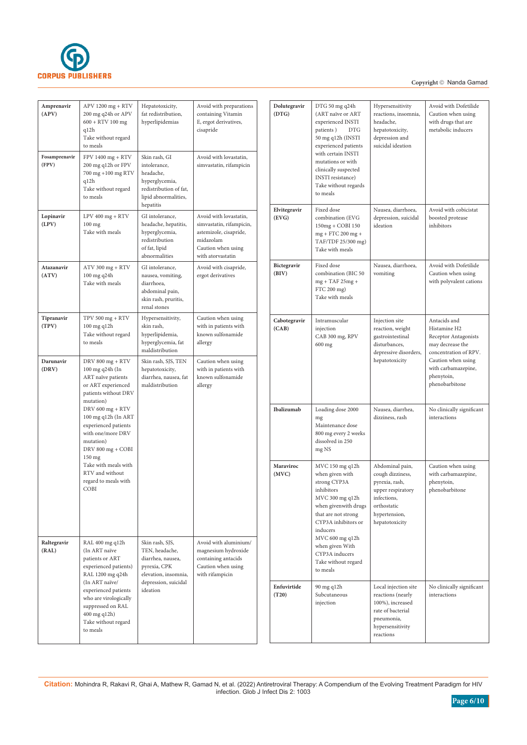| Amprenavir (APV) | APV 1200 mg + RTV 200 mg q24h or APV 600 + RTV 100 mg q12h Take without regard to meals | Hepatotoxicity, fat redistribution, hyperlipidemias | Avoid with preparations containing Vitamin E, ergot derivatives, cisapride |
|---|---|---|---|
| Fosamprenavir (FPV) | FPV 1400 mg + RTV 200 mg q12h or FPV 700 mg +100 mg RTV q12h Take without regard to meals | Skin rash, GI intolerance, headache, hyperglycemia, redistribution of fat, lipid abnormalities, hepatitis | Avoid with lovastatin, simvastatin, rifampicin |
| Lopinavir (LPV) | LPV 400 mg + RTV 100 mg Take with meals | GI intolerance, headache, hepatitis, hyperglycemia, redistribution of fat, lipid abnormalities | Avoid with lovastatin, simvastatin, rifampicin, astemizole, cisapride, midazolam Caution when using with atorvastatin |
| Atazanavir (ATV) | ATV 300 mg + RTV 100 mg q24h Take with meals | GI intolerance, nausea, vomiting, diarrhoea, abdominal pain, skin rash, pruritis, renal stones | Avoid with cisapride, ergot derivatives |
| Tipranavir (TPV) | TPV 500 mg + RTV 100 mg q12h Take without regard to meals | Hypersensitivity, skin rash, hyperlipidemia, hyperglycemia, fat maldistribution | Caution when using with in patients with known sulfonamide allergy |
| Darunavir (DRV) | DRV 800 mg + RTV 100 mg q24h (In ART naïve patients or ART experienced patients without DRV mutation) DRV 600 mg + RTV 100 mg q12h (In ART experienced patients with one/more DRV mutation) DRV 800 mg + COBI 150 mg Take with meals with RTV and without regard to meals with COBI | Skin rash, SJS, TEN hepatotoxicity, diarrhea, nausea, fat maldistribution | Caution when using with in patients with known sulfonamide allergy |
| Raltegravir (RAL) | RAL 400 mg q12h (In ART naïve patients or ART experienced patients) RAL 1200 mg q24h (In ART naïve/ experienced patients who are virologically suppressed on RAL 400 mg q12h) Take without regard to meals | Skin rash, SJS, TEN, headache, diarrhea, nausea, pyrexia, CPK elevation, insomnia, depression, suicidal ideation | Avoid with aluminium/ magnesium hydroxide containing antacids Caution when using with rifampicin |
| Dolutegravir (DTG) | DTG 50 mg q24h (ART naïve or ART experienced INSTI patients ) DTG 50 mg q12h (INSTI experienced patients with certain INSTI mutations or with clinically suspected INSTI resistance) Take without regards to meals | Hypersensitivity reactions, insomnia, headache, hepatotoxicity, depression and suicidal ideation | Avoid with Dofetilide Caution when using with drugs that are metabolic inducers |
| Elvitegravir (EVG) | Fixed dose combination (EVG 150mg + COBI 150 mg + FTC 200 mg + TAF/TDF 25/300 mg) Take with meals | Nausea, diarrhoea, depression, suicidal ideation | Avoid with cobicistat boosted protease inhibitors |
| Bictegravir (BIV) | Fixed dose combination (BIC 50 mg + TAF 25mg + FTC 200 mg) Take with meals | Nausea, diarrhoea, vomiting | Avoid with Dofetilide Caution when using with polyvalent cations |
| Cabotegravir (CAB) | Intramuscular injection CAB 300 mg, RPV 600 mg | Injection site reaction, weight gastrointestinal disturbances, depressive disorders, hepatotoxicity | Antacids and Histamine H2 Receptor Antagonists may decrease the concentration of RPV. Caution when using with carbamazepine, phenytoin, phenobarbitone |
| Ibalizumab | Loading dose 2000 mg Maintenance dose 800 mg every 2 weeks dissolved in 250 mg NS | Nausea, diarrhea, dizziness, rash | No clinically significant interactions |
| Maraviroc (MVC) | MVC 150 mg q12h when given with strong CYP3A inhibitors MVC 300 mg q12h when givenwith drugs that are not strong CYP3A inhibitors or inducers MVC 600 mg q12h when given With CYP3A inducers Take without regard to meals | Abdominal pain, cough dizziness, pyrexia, rash, upper respiratory infections, orthostatic hypertension, hepatotoxicity | Caution when using with carbamazepine, phenytoin, phenobarbitone |
| Enfuvirtide (T20) | 90 mg q12h Subcutaneous injection | Local injection site reactions (nearly 100%), increased rate of bacterial pneumonia, hypersensitivity reactions | No clinically significant interactions |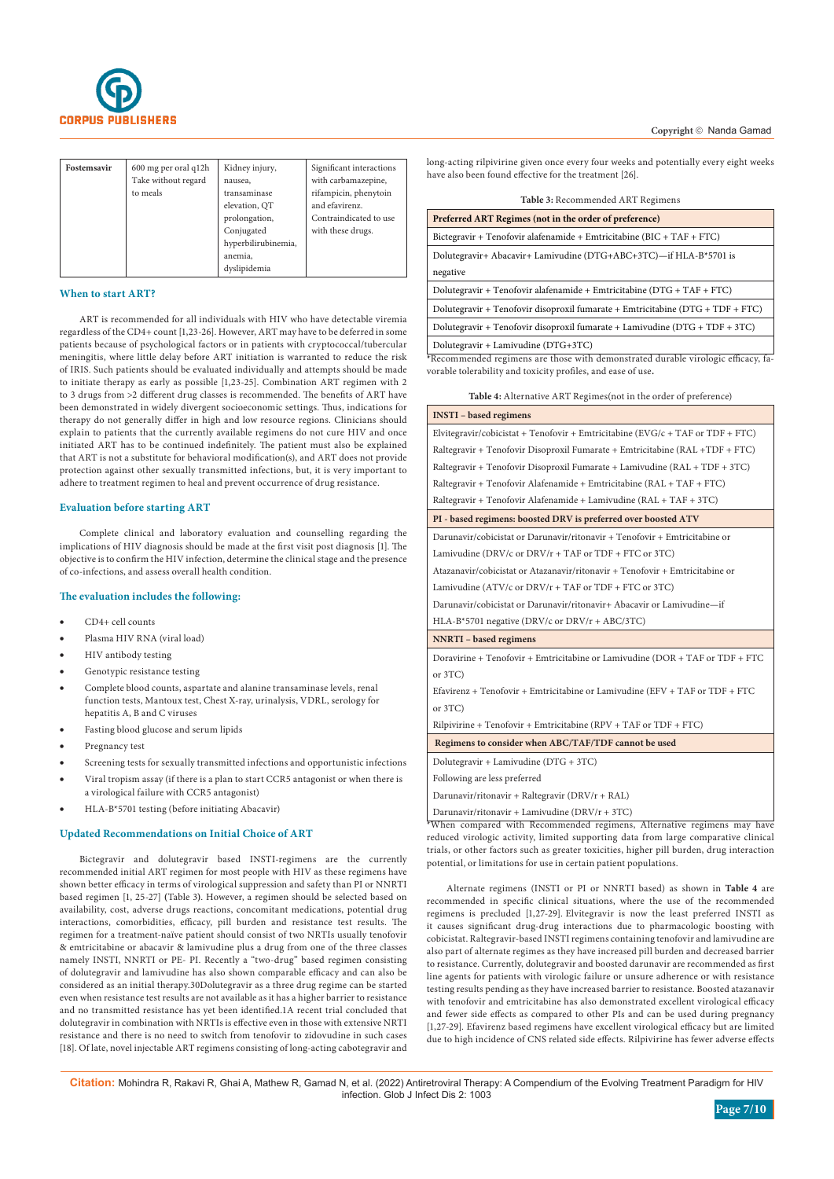| Fostemsavir | 600 mg per oral q12h Take without regard to meals | Kidney injury, nausea, transaminase elevation, QT prolongation, Conjugated hyperbilirubinemia, anemia, dyslipidemia | Significant interactions with carbamazepine, rifampicin, phenytoin and efavirenz. Contraindicated to use with these drugs. |
|---|---|---|---|

### When to start ART?

ART is recommended for all individuals with HIV who have detectable viremia regardless of the CD4+ count [1,23-26]. However, ART may have to be deferred in some patients because of psychological factors or in patients with cryptococcal/tubercular meningitis, where little delay before ART initiation is warranted to reduce the risk of IRIS. Such patients should be evaluated individually and attempts should be made to initiate therapy as early as possible [1,23-25]. Combination ART regimen with 2 to 3 drugs from >2 different drug classes is recommended. The benefits of ART have been demonstrated in widely divergent socioeconomic settings. Thus, indications for therapy do not generally differ in high and low resource regions. Clinicians should explain to patients that the currently available regimens do not cure HIV and once initiated ART has to be continued indefinitely. The patient must also be explained that ART is not a substitute for behavioral modification(s), and ART does not provide protection against other sexually transmitted infections, but, it is very important to adhere to treatment regimen to heal and prevent occurrence of drug resistance.

### Evaluation before starting ART

Complete clinical and laboratory evaluation and counselling regarding the implications of HIV diagnosis should be made at the first visit post diagnosis [1]. The objective is to confirm the HIV infection, determine the clinical stage and the presence of co-infections, and assess overall health condition.

### The evaluation includes the following:

- CD4+ cell counts
- Plasma HIV RNA (viral load)
- HIV antibody testing
- Genotypic resistance testing
- Complete blood counts, aspartate and alanine transaminase levels, renal function tests, Mantoux test, Chest X-ray, urinalysis, VDRL, serology for hepatitis A, B and C viruses
- Fasting blood glucose and serum lipids
- Pregnancy test
- Screening tests for sexually transmitted infections and opportunistic infections
- Viral tropism assay (if there is a plan to start CCR5 antagonist or when there is a virological failure with CCR5 antagonist)
- HLA-B*5701 testing (before initiating Abacavir)

### Updated Recommendations on Initial Choice of ART

Bictegravir and dolutegravir based INSTI-regimens are the currently recommended initial ART regimen for most people with HIV as these regimens have shown better efficacy in terms of virological suppression and safety than PI or NNRTI based regimen [1, 25-27] (Table 3). However, a regimen should be selected based on availability, cost, adverse drugs reactions, concomitant medications, potential drug interactions, comorbidities, efficacy, pill burden and resistance test results. The regimen for a treatment-naïve patient should consist of two NRTIs usually tenofovir & emtricitabine or abacavir & lamivudine plus a drug from one of the three classes namely INSTI, NNRTI or PE- PI. Recently a "two-drug" based regimen consisting of dolutegravir and lamivudine has also shown comparable efficacy and can also be considered as an initial therapy.30Dolutegravir as a three drug regime can be started even when resistance test results are not available as it has a higher barrier to resistance and no transmitted resistance has yet been identified.1A recent trial concluded that dolutegravir in combination with NRTIs is effective even in those with extensive NRTI resistance and there is no need to switch from tenofovir to zidovudine in such cases [18]. Of late, novel injectable ART regimens consisting of long-acting cabotegravir and long-acting rilpivirine given once every four weeks and potentially every eight weeks have also been found effective for the treatment [26].

**Table 3:** Recommended ART Regimens

| Preferred ART Regimes (not in the order of preference) |
|---|
| Bictegravir + Tenofovir alafenamide + Emtricitabine (BIC + TAF + FTC) |
| Dolutegravir+ Abacavir+ Lamivudine (DTG+ABC+3TC)—if HLA-B*5701 is negative |
| Dolutegravir + Tenofovir alafenamide + Emtricitabine (DTG + TAF + FTC) |
| Dolutegravir + Tenofovir disoproxil fumarate + Emtricitabine (DTG + TDF + FTC) |
| Dolutegravir + Tenofovir disoproxil fumarate + Lamivudine (DTG + TDF + 3TC) |
| Dolutegravir + Lamivudine (DTG+3TC) |

*Recommended regimens are those with demonstrated durable virologic efficacy, favorable tolerability and toxicity profiles, and ease of use.

**Table 4:** Alternative ART Regimes(not in the order of preference)

| **INSTI – based regimens** |
|---|
| Elvitegravir/cobicistat + Tenofovir + Emtricitabine (EVG/c + TAF or TDF + FTC) |
| Raltegravir + Tenofovir Disoproxil Fumarate + Emtricitabine (RAL +TDF + FTC) |
| Raltegravir + Tenofovir Disoproxil Fumarate + Lamivudine (RAL + TDF + 3TC) |
| Raltegravir + Tenofovir Alafenamide + Emtricitabine (RAL + TAF + FTC) |
| Raltegravir + Tenofovir Alafenamide + Lamivudine (RAL + TAF + 3TC) |
| **PI - based regimens: boosted DRV is preferred over boosted ATV** |
| Darunavir/cobicistat or Darunavir/ritonavir + Tenofovir + Emtricitabine or Lamivudine (DRV/c or DRV/r + TAF or TDF + FTC or 3TC) |
| Atazanavir/cobicistat or Atazanavir/ritonavir + Tenofovir + Emtricitabine or Lamivudine (ATV/c or DRV/r + TAF or TDF + FTC or 3TC) |
| Darunavir/cobicistat or Darunavir/ritonavir+ Abacavir or Lamivudine—if HLA-B*5701 negative (DRV/c or DRV/r + ABC/3TC) |
| **NNRTI – based regimens** |
| Doravirine + Tenofovir + Emtricitabine or Lamivudine (DOR + TAF or TDF + FTC or 3TC) |
| Efavirenz + Tenofovir + Emtricitabine or Lamivudine (EFV + TAF or TDF + FTC or 3TC) |
| Rilpivirine + Tenofovir + Emtricitabine (RPV + TAF or TDF + FTC) |
| **Regimens to consider when ABC/TAF/TDF cannot be used** |
| Dolutegravir + Lamivudine (DTG + 3TC) |
| Following are less preferred |
| Darunavir/ritonavir + Raltegravir (DRV/r + RAL) |
| Darunavir/ritonavir + Lamivudine (DRV/r + 3TC) |

*When compared with Recommended regimens, Alternative regimens may have reduced virologic activity, limited supporting data from large comparative clinical trials, or other factors such as greater toxicities, higher pill burden, drug interaction potential, or limitations for use in certain patient populations.

Alternate regimens (INSTI or PI or NNRTI based) as shown in **Table 4** are recommended in specific clinical situations, where the use of the recommended regimens is precluded [1,27-29]. Elvitegravir is now the least preferred INSTI as it causes significant drug-drug interactions due to pharmacologic boosting with cobicistat. Raltegravir-based INSTI regimens containing tenofovir and lamivudine are also part of alternate regimes as they have increased pill burden and decreased barrier to resistance. Currently, dolutegravir and boosted darunavir are recommended as first line agents for patients with virologic failure or unsure adherence or with resistance testing results pending as they have increased barrier to resistance. Boosted atazanavir with tenofovir and emtricitabine has also demonstrated excellent virological efficacy and fewer side effects as compared to other PIs and can be used during pregnancy [1,27-29]. Efavirenz based regimens have excellent virological efficacy but are limited due to high incidence of CNS related side effects. Rilpivirine has fewer adverse effects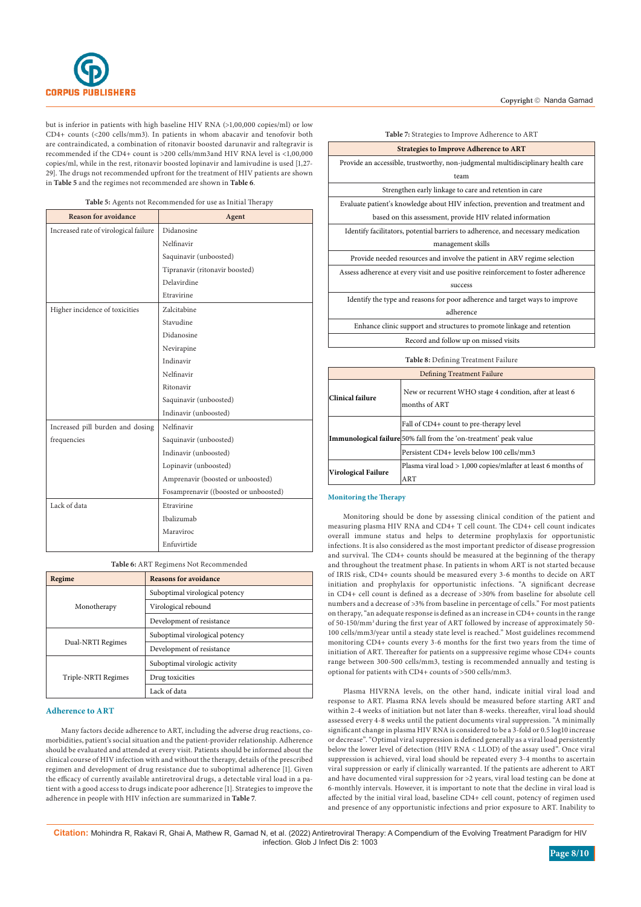but is inferior in patients with high baseline HIV RNA (>1,00,000 copies/ml) or low CD4+ counts (<200 cells/mm3). In patients in whom abacavir and tenofovir both are contraindicated, a combination of ritonavir boosted darunavir and raltegravir is recommended if the CD4+ count is >200 cells/mm3and HIV RNA level is <1,00,000 copies/ml, while in the rest, ritonavir boosted lopinavir and lamivudine is used [1,27-29]. The drugs not recommended upfront for the treatment of HIV patients are shown in **Table 5** and the regimes not recommended are shown in **Table 6**.

**Table 5:** Agents not Recommended for use as Initial Therapy

| Reason for avoidance | Agent |
|---|---|
| Increased rate of virological failure | Didanosine |
| | Nelfinavir |
| | Saquinavir (unboosted) |
| | Tipranavir (ritonavir boosted) |
| | Delavirdine |
| | Etravirine |
| Higher incidence of toxicities | Zalcitabine |
| | Stavudine |
| | Didanosine |
| | Nevirapine |
| | Indinavir |
| | Nelfinavir |
| | Ritonavir |
| | Saquinavir (unboosted) |
| | Indinavir (unboosted) |
| Increased pill burden and dosing frequencies | Nelfinavir |
| | Saquinavir (unboosted) |
| | Indinavir (unboosted) |
| | Lopinavir (unboosted) |
| | Amprenavir (boosted or unboosted) |
| | Fosamprenavir ((boosted or unboosted) |
| Lack of data | Etravirine |
| | Ibalizumab |
| | Maraviroc |
| | Enfuvirtide |

**Table 6:** ART Regimens Not Recommended

| Regime | Reasons for avoidance |
|---|---|
| Monotherapy | Suboptimal virological potency |
| | Virological rebound |
| | Development of resistance |
| Dual-NRTI Regimes | Suboptimal virological potency |
| | Development of resistance |
| Triple-NRTI Regimes | Suboptimal virologic activity |
| | Drug toxicities |
| | Lack of data |

## Adherence to ART

Many factors decide adherence to ART, including the adverse drug reactions, co-morbidities, patient's social situation and the patient-provider relationship. Adherence should be evaluated and attended at every visit. Patients should be informed about the clinical course of HIV infection with and without the therapy, details of the prescribed regimen and development of drug resistance due to suboptimal adherence [1]. Given the efficacy of currently available antiretroviral drugs, a detectable viral load in a patient with a good access to drugs indicate poor adherence [1]. Strategies to improve the adherence in people with HIV infection are summarized in **Table 7**.

**Table 7:** Strategies to Improve Adherence to ART

| Strategies to Improve Adherence to ART |
|---|
| Provide an accessible, trustworthy, non-judgmental multidisciplinary health care team |
| Strengthen early linkage to care and retention in care |
| Evaluate patient's knowledge about HIV infection, prevention and treatment and based on this assessment, provide HIV related information |
| Identify facilitators, potential barriers to adherence, and necessary medication management skills |
| Provide needed resources and involve the patient in ARV regime selection |
| Assess adherence at every visit and use positive reinforcement to foster adherence success |
| Identify the type and reasons for poor adherence and target ways to improve adherence |
| Enhance clinic support and structures to promote linkage and retention |
| Record and follow up on missed visits |

**Table 8:** Defining Treatment Failure

| Defining Treatment Failure | |
|---|---|
| **Clinical failure** | New or recurrent WHO stage 4 condition, after at least 6 months of ART |
| **Immunological failure** | Fall of CD4+ count to pre-therapy level |
| | 50% fall from the 'on-treatment' peak value |
| | Persistent CD4+ levels below 100 cells/mm3 |
| **Virological Failure** | Plasma viral load > 1,000 copies/mlafter at least 6 months of ART |

## Monitoring the Therapy

Monitoring should be done by assessing clinical condition of the patient and measuring plasma HIV RNA and CD4+ T cell count. The CD4+ cell count indicates overall immune status and helps to determine prophylaxis for opportunistic infections. It is also considered as the most important predictor of disease progression and survival. The CD4+ counts should be measured at the beginning of the therapy and throughout the treatment phase. In patients in whom ART is not started because of IRIS risk, CD4+ counts should be measured every 3-6 months to decide on ART initiation and prophylaxis for opportunistic infections. "A significant decrease in CD4+ cell count is defined as a decrease of >30% from baseline for absolute cell numbers and a decrease of >3% from baseline in percentage of cells." For most patients on therapy, "an adequate response is defined as an increase in CD4+ counts in the range of 50-150/mm$^3$ during the first year of ART followed by increase of approximately 50-100 cells/mm3/year until a steady state level is reached." Most guidelines recommend monitoring CD4+ counts every 3-6 months for the first two years from the time of initiation of ART. Thereafter for patients on a suppressive regime whose CD4+ counts range between 300-500 cells/mm3, testing is recommended annually and testing is optional for patients with CD4+ counts of >500 cells/mm3.

Plasma HIVRNA levels, on the other hand, indicate initial viral load and response to ART. Plasma RNA levels should be measured before starting ART and within 2-4 weeks of initiation but not later than 8-weeks. thereafter, viral load should assessed every 4-8 weeks until the patient documents viral suppression. "A minimally significant change in plasma HIV RNA is considered to be a 3-fold or 0.5 log10 increase or decrease". "Optimal viral suppression is defined generally as a viral load persistently below the lower level of detection (HIV RNA < LLOD) of the assay used". Once viral suppression is achieved, viral load should be repeated every 3-4 months to ascertain viral suppression or early if clinically warranted. If the patients are adherent to ART and have documented viral suppression for >2 years, viral load testing can be done at 6-monthly intervals. However, it is important to note that the decline in viral load is affected by the initial viral load, baseline CD4+ cell count, potency of regimen used and presence of any opportunistic infections and prior exposure to ART. Inability to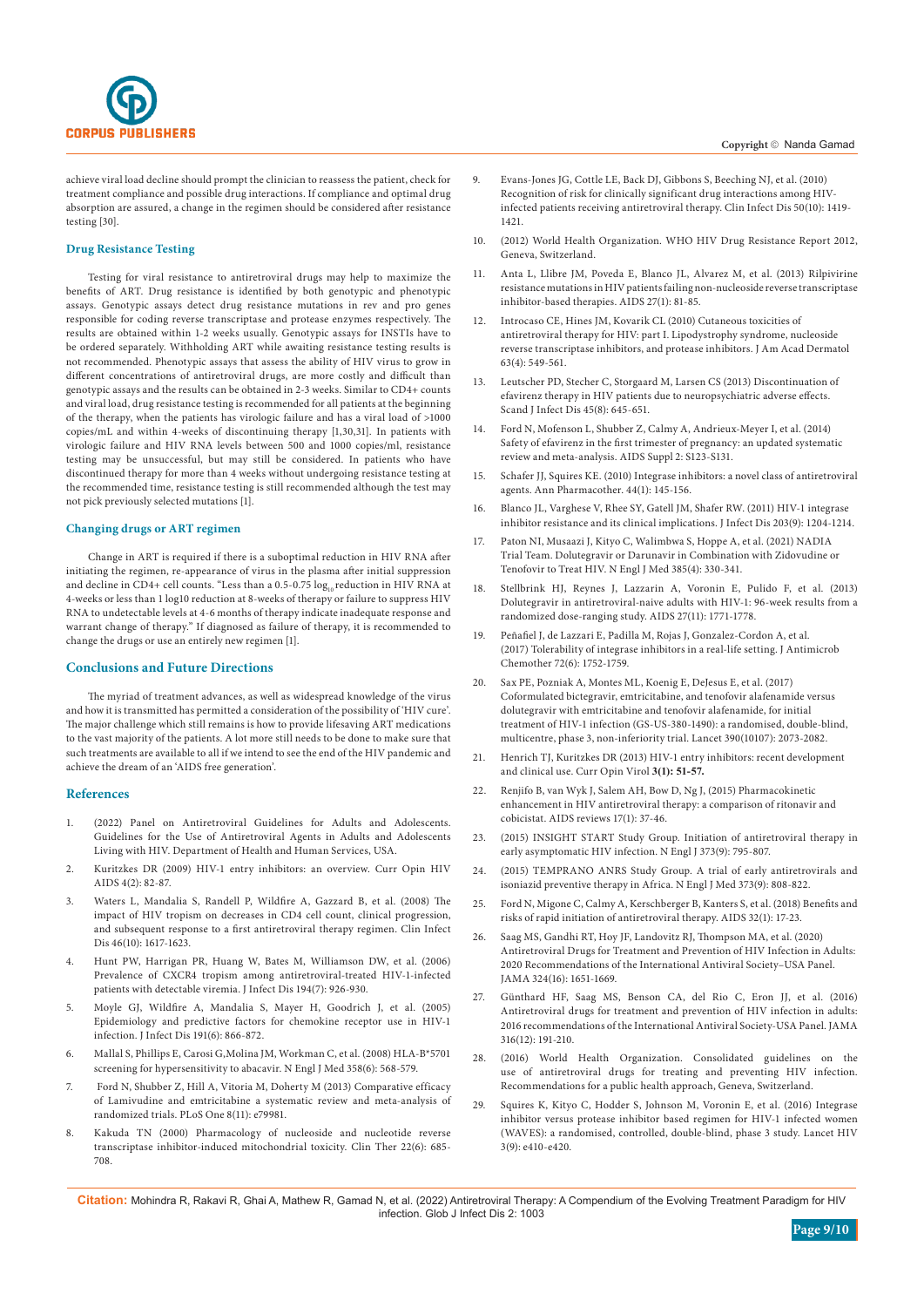achieve viral load decline should prompt the clinician to reassess the patient, check for treatment compliance and possible drug interactions. If compliance and optimal drug absorption are assured, a change in the regimen should be considered after resistance testing [30].

### Drug Resistance Testing

Testing for viral resistance to antiretroviral drugs may help to maximize the benefits of ART. Drug resistance is identified by both genotypic and phenotypic assays. Genotypic assays detect drug resistance mutations in rev and pro genes responsible for coding reverse transcriptase and protease enzymes respectively. The results are obtained within 1-2 weeks usually. Genotypic assays for INSTIs have to be ordered separately. Withholding ART while awaiting resistance testing results is not recommended. Phenotypic assays that assess the ability of HIV virus to grow in different concentrations of antiretroviral drugs, are more costly and difficult than genotypic assays and the results can be obtained in 2-3 weeks. Similar to CD4+ counts and viral load, drug resistance testing is recommended for all patients at the beginning of the therapy, when the patients has virologic failure and has a viral load of >1000 copies/mL and within 4-weeks of discontinuing therapy [1,30,31]. In patients with virologic failure and HIV RNA levels between 500 and 1000 copies/ml, resistance testing may be unsuccessful, but may still be considered. In patients who have discontinued therapy for more than 4 weeks without undergoing resistance testing at the recommended time, resistance testing is still recommended although the test may not pick previously selected mutations [1].

### Changing drugs or ART regimen

Change in ART is required if there is a suboptimal reduction in HIV RNA after initiating the regimen, re-appearance of virus in the plasma after initial suppression and decline in CD4+ cell counts. "Less than a 0.5-0.75 $\log_{10}$ reduction in HIV RNA at 4-weeks or less than 1 log10 reduction at 8-weeks of therapy or failure to suppress HIV RNA to undetectable levels at 4-6 months of therapy indicate inadequate response and warrant change of therapy." If diagnosed as failure of therapy, it is recommended to change the drugs or use an entirely new regimen [1].

### Conclusions and Future Directions

The myriad of treatment advances, as well as widespread knowledge of the virus and how it is transmitted has permitted a consideration of the possibility of 'HIV cure'. The major challenge which still remains is how to provide lifesaving ART medications to the vast majority of the patients. A lot more still needs to be done to make sure that such treatments are available to all if we intend to see the end of the HIV pandemic and achieve the dream of an 'AIDS free generation'.

### References

1. (2022) Panel on Antiretroviral Guidelines for Adults and Adolescents. Guidelines for the Use of Antiretroviral Agents in Adults and Adolescents Living with HIV. Department of Health and Human Services, USA.
2. Kuritzkes DR (2009) HIV-1 entry inhibitors: an overview. Curr Opin HIV AIDS 4(2): 82-87.
3. Waters L, Mandalia S, Randell P, Wildfire A, Gazzard B, et al. (2008) The impact of HIV tropism on decreases in CD4 cell count, clinical progression, and subsequent response to a first antiretroviral therapy regimen. Clin Infect Dis 46(10): 1617-1623.
4. Hunt PW, Harrigan PR, Huang W, Bates M, Williamson DW, et al. (2006) Prevalence of CXCR4 tropism among antiretroviral-treated HIV-1-infected patients with detectable viremia. J Infect Dis 194(7): 926-930.
5. Moyle GJ, Wildfire A, Mandalia S, Mayer H, Goodrich J, et al. (2005) Epidemiology and predictive factors for chemokine receptor use in HIV-1 infection. J Infect Dis 191(6): 866-872.
6. Mallal S, Phillips E, Carosi G,Molina JM, Workman C, et al. (2008) HLA-B*5701 screening for hypersensitivity to abacavir. N Engl J Med 358(6): 568-579.
7. Ford N, Shubber Z, Hill A, Vitoria M, Doherty M (2013) Comparative efficacy of Lamivudine and emtricitabine a systematic review and meta-analysis of randomized trials. PLoS One 8(11): e79981.
8. Kakuda TN (2000) Pharmacology of nucleoside and nucleotide reverse transcriptase inhibitor-induced mitochondrial toxicity. Clin Ther 22(6): 685-708.
9. Evans-Jones JG, Cottle LE, Back DJ, Gibbons S, Beeching NJ, et al. (2010) Recognition of risk for clinically significant drug interactions among HIV-infected patients receiving antiretroviral therapy. Clin Infect Dis 50(10): 1419-1421.
10. (2012) World Health Organization. WHO HIV Drug Resistance Report 2012, Geneva, Switzerland.
11. Anta L, Llibre JM, Poveda E, Blanco JL, Alvarez M, et al. (2013) Rilpivirine resistance mutations in HIV patients failing non-nucleoside reverse transcriptase inhibitor-based therapies. AIDS 27(1): 81-85.
12. Introcaso CE, Hines JM, Kovarik CL (2010) Cutaneous toxicities of antiretroviral therapy for HIV: part I. Lipodystrophy syndrome, nucleoside reverse transcriptase inhibitors, and protease inhibitors. J Am Acad Dermatol 63(4): 549-561.
13. Leutscher PD, Stecher C, Storgaard M, Larsen CS (2013) Discontinuation of efavirenz therapy in HIV patients due to neuropsychiatric adverse effects. Scand J Infect Dis 45(8): 645-651.
14. Ford N, Mofenson L, Shubber Z, Calmy A, Andrieux-Meyer I, et al. (2014) Safety of efavirenz in the first trimester of pregnancy: an updated systematic review and meta-analysis. AIDS Suppl 2: S123-S131.
15. Schafer JJ, Squires KE. (2010) Integrase inhibitors: a novel class of antiretroviral agents. Ann Pharmacother. 44(1): 145-156.
16. Blanco JL, Varghese V, Rhee SY, Gatell JM, Shafer RW. (2011) HIV-1 integrase inhibitor resistance and its clinical implications. J Infect Dis 203(9): 1204-1214.
17. Paton NI, Musaazi J, Kityo C, Walimbwa S, Hoppe A, et al. (2021) NADIA Trial Team. Dolutegravir or Darunavir in Combination with Zidovudine or Tenofovir to Treat HIV. N Engl J Med 385(4): 330-341.
18. Stellbrink HJ, Reynes J, Lazzarin A, Voronin E, Pulido F, et al. (2013) Dolutegravir in antiretroviral-naive adults with HIV-1: 96-week results from a randomized dose-ranging study. AIDS 27(11): 1771-1778.
19. Peñafiel J, de Lazzari E, Padilla M, Rojas J, Gonzalez-Cordon A, et al. (2017) Tolerability of integrase inhibitors in a real-life setting. J Antimicrob Chemother 72(6): 1752-1759.
20. Sax PE, Pozniak A, Montes ML, Koenig E, DeJesus E, et al. (2017) Coformulated bictegravir, emtricitabine, and tenofovir alafenamide versus dolutegravir with emtricitabine and tenofovir alafenamide, for initial treatment of HIV-1 infection (GS-US-380-1490): a randomised, double-blind, multicentre, phase 3, non-inferiority trial. Lancet 390(10107): 2073-2082.
21. Henrich TJ, Kuritzkes DR (2013) HIV-1 entry inhibitors: recent development and clinical use. Curr Opin Virol **3(1): 51-57.**
22. Renjifo B, van Wyk J, Salem AH, Bow D, Ng J, (2015) Pharmacokinetic enhancement in HIV antiretroviral therapy: a comparison of ritonavir and cobicistat. AIDS reviews 17(1): 37-46.
23. (2015) INSIGHT START Study Group. Initiation of antiretroviral therapy in early asymptomatic HIV infection. N Engl J 373(9): 795-807.
24. (2015) TEMPRANO ANRS Study Group. A trial of early antiretrovirals and isoniazid preventive therapy in Africa. N Engl J Med 373(9): 808-822.
25. Ford N, Migone C, Calmy A, Kerschberger B, Kanters S, et al. (2018) Benefits and risks of rapid initiation of antiretroviral therapy. AIDS 32(1): 17-23.
26. Saag MS, Gandhi RT, Hoy JF, Landovitz RJ, Thompson MA, et al. (2020) Antiretroviral Drugs for Treatment and Prevention of HIV Infection in Adults: 2020 Recommendations of the International Antiviral Society–USA Panel. JAMA 324(16): 1651-1669.
27. Günthard HF, Saag MS, Benson CA, del Rio C, Eron JJ, et al. (2016) Antiretroviral drugs for treatment and prevention of HIV infection in adults: 2016 recommendations of the International Antiviral Society-USA Panel. JAMA 316(12): 191-210.
28. (2016) World Health Organization. Consolidated guidelines on the use of antiretroviral drugs for treating and preventing HIV infection. Recommendations for a public health approach, Geneva, Switzerland.
29. Squires K, Kityo C, Hodder S, Johnson M, Voronin E, et al. (2016) Integrase inhibitor versus protease inhibitor based regimen for HIV-1 infected women (WAVES): a randomised, controlled, double-blind, phase 3 study. Lancet HIV 3(9): e410-e420.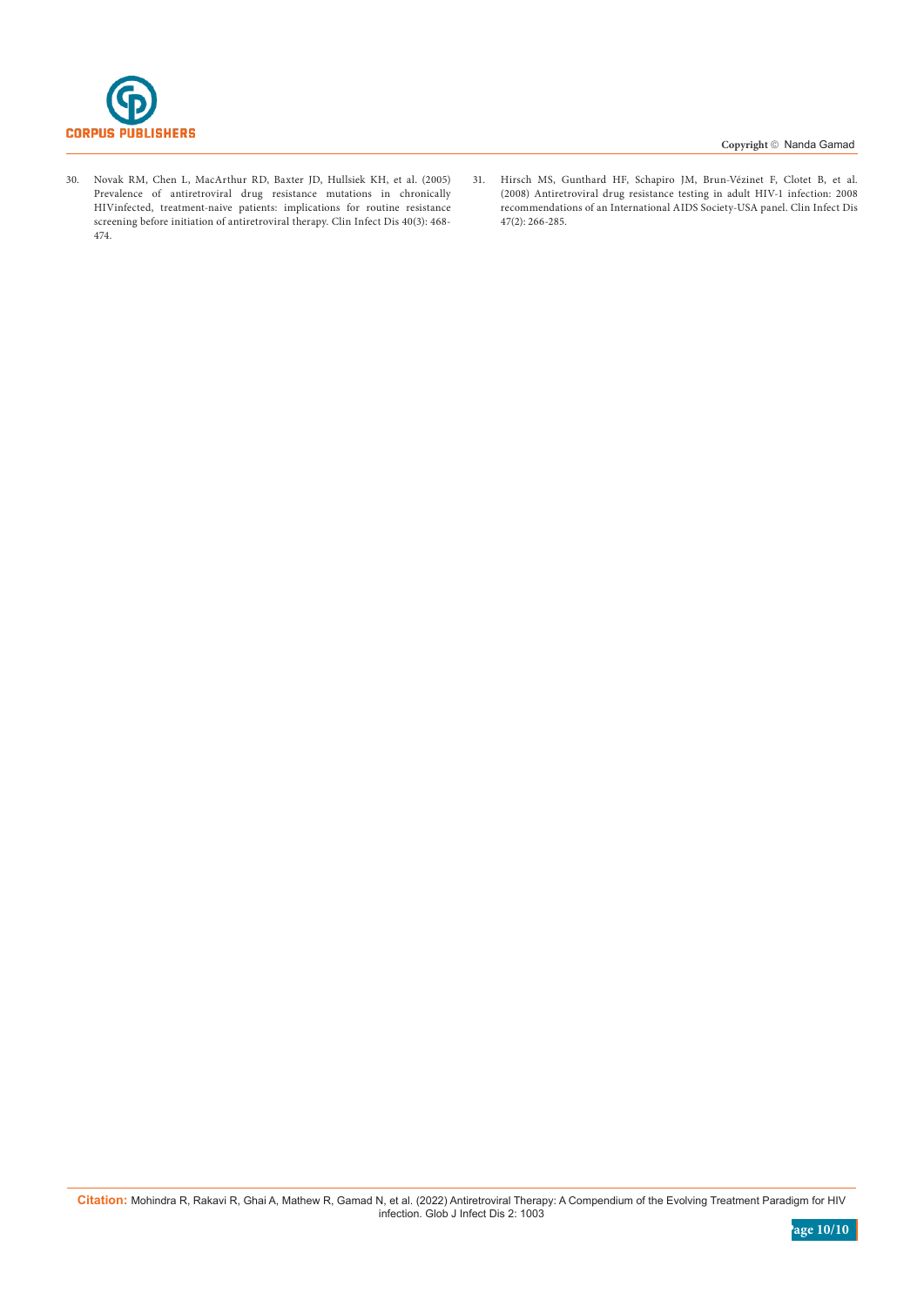30. Novak RM, Chen L, MacArthur RD, Baxter JD, Hullsiek KH, et al. (2005) Prevalence of antiretroviral drug resistance mutations in chronically HIVinfected, treatment-naive patients: implications for routine resistance screening before initiation of antiretroviral therapy. Clin Infect Dis 40(3): 468-474.

31. Hirsch MS, Gunthard HF, Schapiro JM, Brun-Vézinet F, Clotet B, et al. (2008) Antiretroviral drug resistance testing in adult HIV-1 infection: 2008 recommendations of an International AIDS Society-USA panel. Clin Infect Dis 47(2): 266-285.